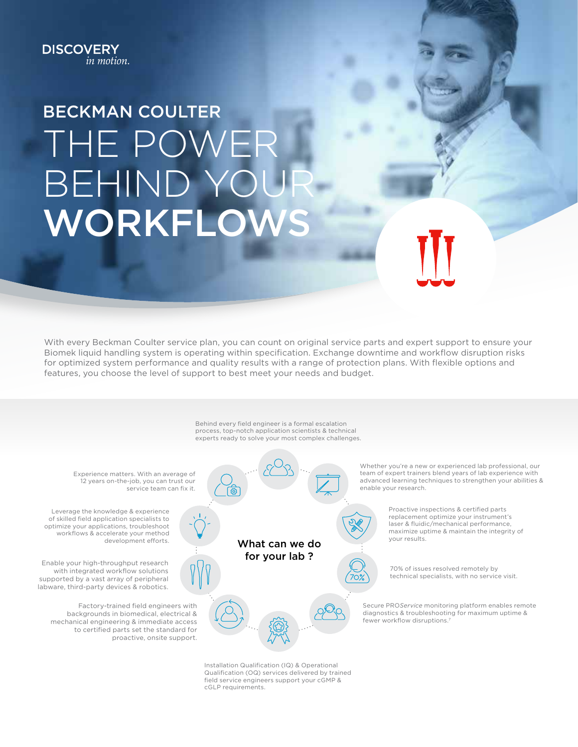DISCOVERY
*in motion.*

# BECKMAN COULTER
# THE POWER BEHIND YOUR **WORKFLOWS**

With every Beckman Coulter service plan, you can count on original service parts and expert support to ensure your Biomek liquid handling system is operating within specification. Exchange downtime and workflow disruption risks for optimized system performance and quality results with a range of protection plans. With flexible options and features, you choose the level of support to best meet your needs and budget.

## What can we do for your lab ?

Behind every field engineer is a formal escalation process, top-notch application scientists & technical experts ready to solve your most complex challenges.

Whether you're a new or experienced lab professional, our team of expert trainers blend years of lab experience with advanced learning techniques to strengthen your abilities & enable your research.

Proactive inspections & certified parts replacement optimize your instrument's laser & fluidic/mechanical performance, maximize uptime & maintain the integrity of your results.

70% of issues resolved remotely by technical specialists, with no service visit.

Secure PRO*Service* monitoring platform enables remote diagnostics & troubleshooting for maximum uptime & fewer workflow disruptions.[7]

Installation Qualification (IQ) & Operational Qualification (OQ) services delivered by trained field service engineers support your cGMP & cGLP requirements.

Factory-trained field engineers with backgrounds in biomedical, electrical & mechanical engineering & immediate access to certified parts set the standard for proactive, onsite support.

Enable your high-throughput research with integrated workflow solutions supported by a vast array of peripheral labware, third-party devices & robotics.

Leverage the knowledge & experience of skilled field application specialists to optimize your applications, troubleshoot workflows & accelerate your method development efforts.

Experience matters. With an average of 12 years on-the-job, you can trust our service team can fix it.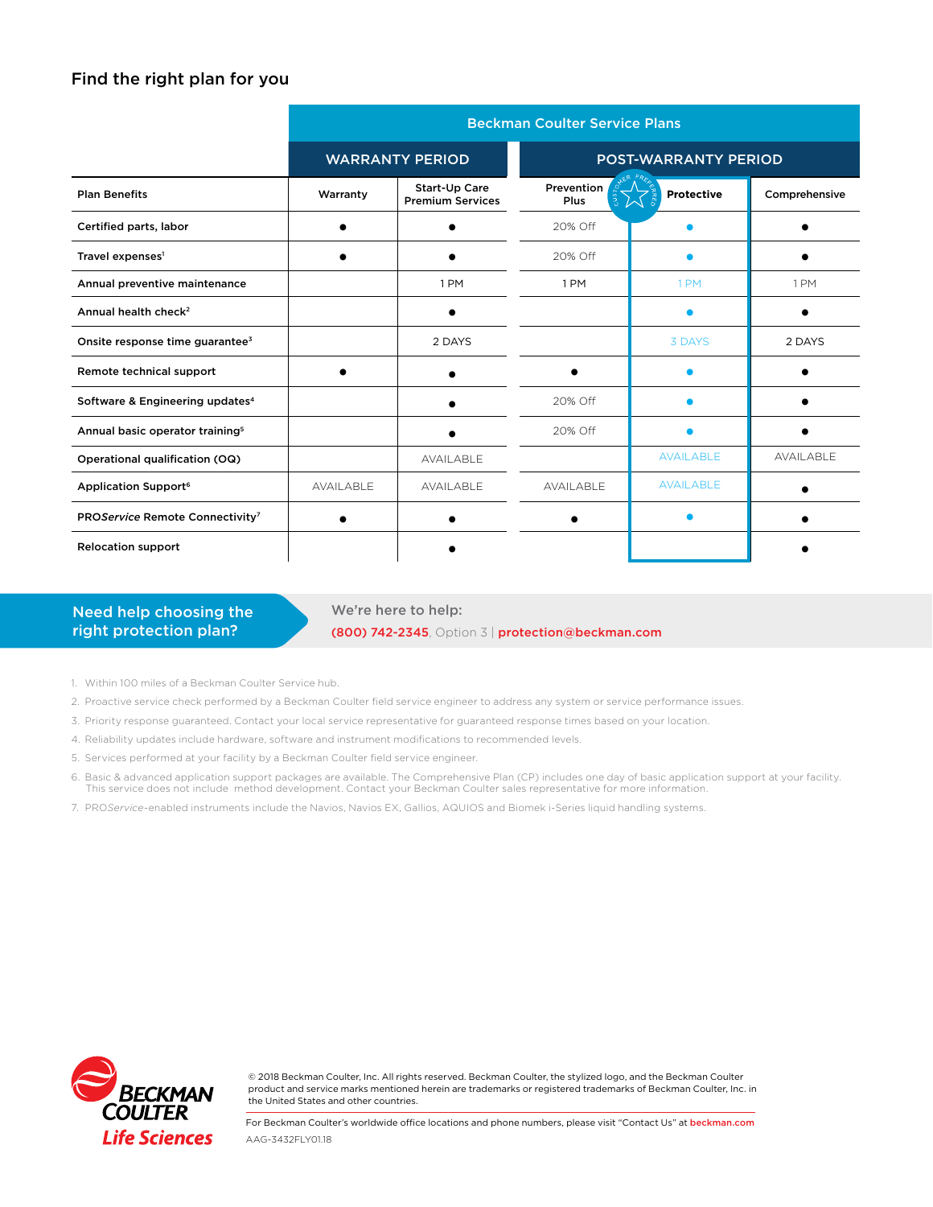## Find the right plan for you

| | Beckman Coulter Service Plans | | | | |
|---|---|---|---|---|---|
| | WARRANTY PERIOD | | POST-WARRANTY PERIOD | | |
| **Plan Benefits** | **Warranty** | **Start-Up Care Premium Services** | **Prevention Plus** | **Protective** | **Comprehensive** |
| **Certified parts, labor** | ● | ● | 20% Off | ● | ● |
| **Travel expenses[1]** | ● | ● | 20% Off | ● | ● |
| **Annual preventive maintenance** | | 1 PM | 1 PM | 1 PM | 1 PM |
| **Annual health check[2]** | | ● | | ● | ● |
| **Onsite response time guarantee[3]** | | 2 DAYS | | 3 DAYS | 2 DAYS |
| **Remote technical support** | ● | ● | ● | ● | ● |
| **Software & Engineering updates[4]** | | ● | 20% Off | ● | ● |
| **Annual basic operator training[5]** | | ● | 20% Off | ● | ● |
| **Operational qualification (OQ)** | | AVAILABLE | | AVAILABLE | AVAILABLE |
| **Application Support[6]** | AVAILABLE | AVAILABLE | AVAILABLE | AVAILABLE | ● |
| **PRO*Service* Remote Connectivity[7]** | ● | ● | ● | ● | ● |
| **Relocation support** | | ● | | | ● |

**Need help choosing the right protection plan?**

We're here to help:
**(800) 742-2345**, Option 3 | **protection@beckman.com**

1. Within 100 miles of a Beckman Coulter Service hub.
2. Proactive service check performed by a Beckman Coulter field service engineer to address any system or service performance issues.
3. Priority response guaranteed. Contact your local service representative for guaranteed response times based on your location.
4. Reliability updates include hardware, software and instrument modifications to recommended levels.
5. Services performed at your facility by a Beckman Coulter field service engineer.
6. Basic & advanced application support packages are available. The Comprehensive Plan (CP) includes one day of basic application support at your facility. This service does not include method development. Contact your Beckman Coulter sales representative for more information.
7. PRO*Service*-enabled instruments include the Navios, Navios EX, Gallios, AQUIOS and Biomek i-Series liquid handling systems.

© 2018 Beckman Coulter, Inc. All rights reserved. Beckman Coulter, the stylized logo, and the Beckman Coulter product and service marks mentioned herein are trademarks or registered trademarks of Beckman Coulter, Inc. in the United States and other countries.

For Beckman Coulter's worldwide office locations and phone numbers, please visit "Contact Us" at beckman.com

AAG-3432FLY01.18